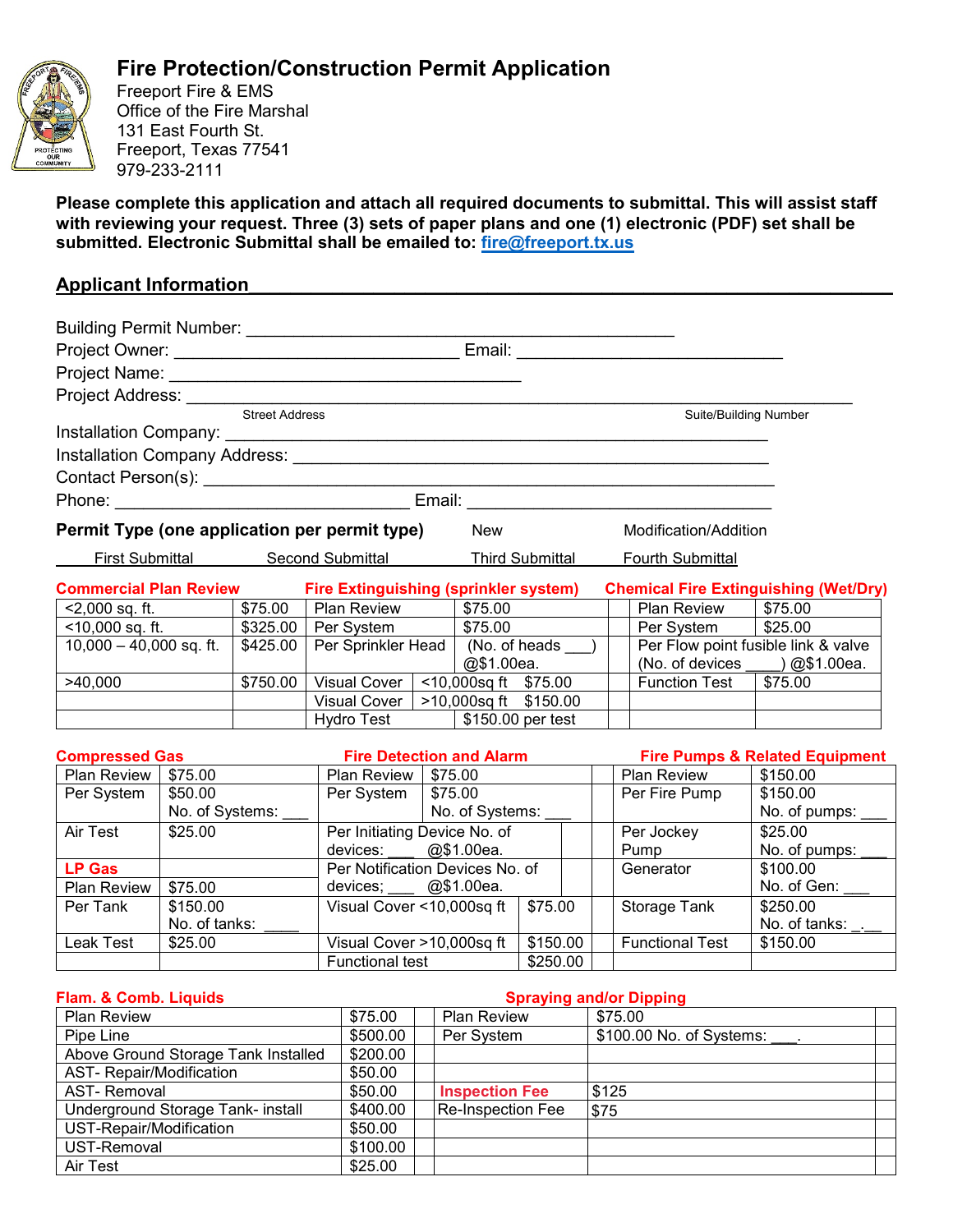# Fire Protection/Construction Permit Application

Freeport Fire & EMS
Office of the Fire Marshal
131 East Fourth St.
Freeport, Texas 77541
979-233-2111

**Please complete this application and attach all required documents to submittal. This will assist staff with reviewing your request. Three (3) sets of paper plans and one (1) electronic (PDF) set shall be submitted. Electronic Submittal shall be emailed to: fire@freeport.tx.us**

## Applicant Information

Building Permit Number: ____________________________________________

Project Owner: ______________________________ Email: ____________________________

Project Name: _____________________________________

Project Address: ______________________________________________________________________
Street Address Suite/Building Number

Installation Company: _________________________________________________________

Installation Company Address: ___________________________________________________

Contact Person(s): _____________________________________________________________

Phone: ______________________________ Email: ________________________________

**Permit Type (one application per permit type)** New Modification/Addition

First Submittal Second Submittal Third Submittal Fourth Submittal

| Commercial Plan Review | | Fire Extinguishing (sprinkler system) | | | Chemical Fire Extinguishing (Wet/Dry) | |
|---|---|---|---|---|---|---|
| <2,000 sq. ft. | $75.00 | Plan Review | $75.00 | | Plan Review | $75.00 |
| <10,000 sq. ft. | $325.00 | Per System | $75.00 | | Per System | $25.00 |
| 10,000 – 40,000 sq. ft. | $425.00 | Per Sprinkler Head | (No. of heads ___) @$1.00ea. | | Per Flow point fusible link & valve (No. of devices ____) @$1.00ea. | |
| >40,000 | $750.00 | Visual Cover | <10,000sq ft $75.00 | | Function Test | $75.00 |
| | | Visual Cover | >10,000sq ft $150.00 | | | |
| | | Hydro Test | $150.00 per test | | | |

| Compressed Gas | | Fire Detection and Alarm | | | Fire Pumps & Related Equipment | |
|---|---|---|---|---|---|---|
| Plan Review | $75.00 | Plan Review | $75.00 | | Plan Review | $150.00 |
| Per System | $50.00 No. of Systems: ___ | Per System | $75.00 No. of Systems: ___ | | Per Fire Pump | $150.00 No. of pumps: ___ |
| Air Test | $25.00 | Per Initiating Device No. of devices: ___ @$1.00ea. | | | Per Jockey Pump | $25.00 No. of pumps: ___ |
| **LP Gas** | | Per Notification Devices No. of devices; ___ @$1.00ea. | | | Generator | $100.00 No. of Gen: ___ |
| Plan Review | $75.00 | | | | | |
| Per Tank | $150.00 No. of tanks: ____ | Visual Cover <10,000sq ft | $75.00 | | Storage Tank | $250.00 No. of tanks: _.__ |
| Leak Test | $25.00 | Visual Cover >10,000sq ft | $150.00 | | Functional Test | $150.00 |
| | | Functional test | $250.00 | | | |

| Flam. & Comb. Liquids | | | Spraying and/or Dipping | | |
|---|---|---|---|---|---|
| Plan Review | $75.00 | | Plan Review | $75.00 | |
| Pipe Line | $500.00 | | Per System | $100.00 No. of Systems: ___. | |
| Above Ground Storage Tank Installed | $200.00 | | | | |
| AST- Repair/Modification | $50.00 | | | | |
| AST- Removal | $50.00 | | **Inspection Fee** | $125 | |
| Underground Storage Tank- install | $400.00 | | Re-Inspection Fee | $75 | |
| UST-Repair/Modification | $50.00 | | | | |
| UST-Removal | $100.00 | | | | |
| Air Test | $25.00 | | | | |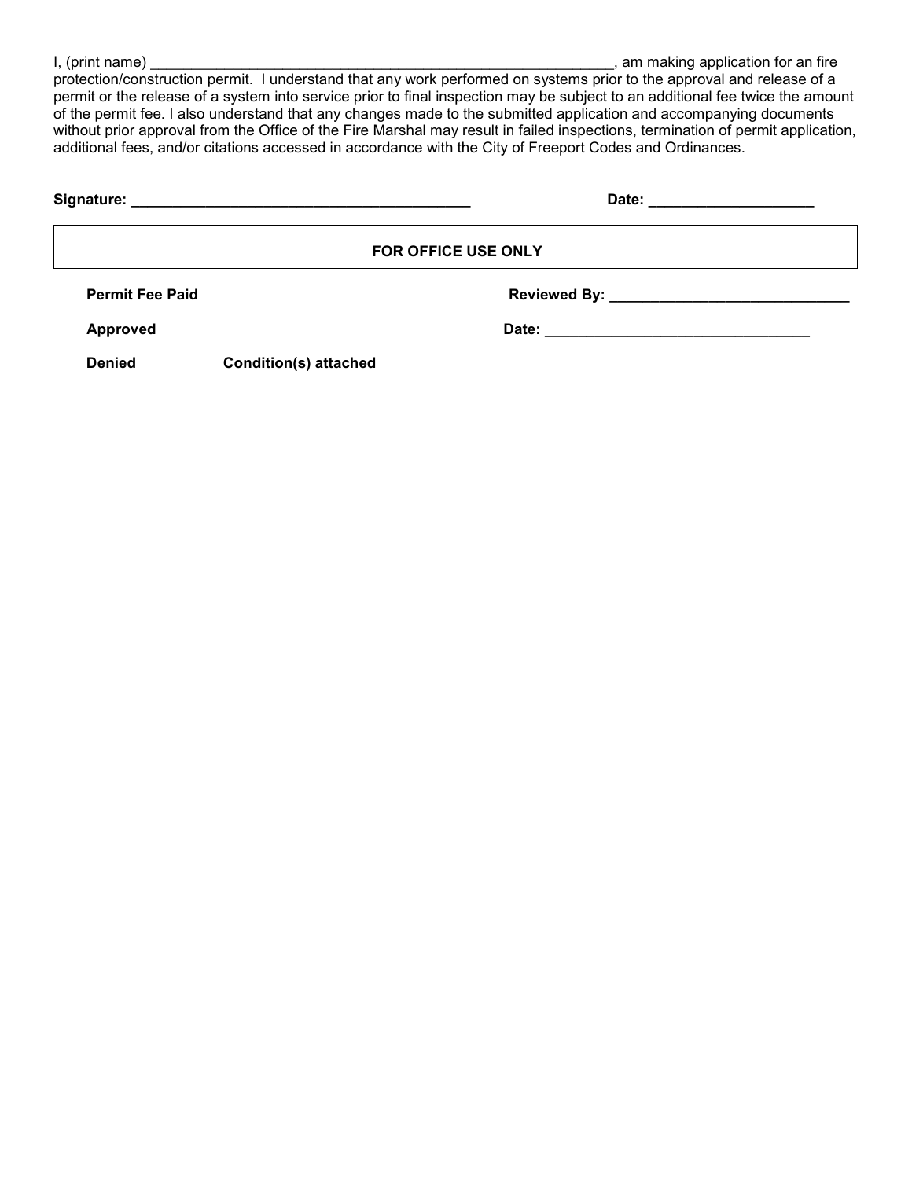I, (print name) ____________________________________________________________, am making application for an fire protection/construction permit. I understand that any work performed on systems prior to the approval and release of a permit or the release of a system into service prior to final inspection may be subject to an additional fee twice the amount of the permit fee. I also understand that any changes made to the submitted application and accompanying documents without prior approval from the Office of the Fire Marshal may result in failed inspections, termination of permit application, additional fees, and/or citations accessed in accordance with the City of Freeport Codes and Ordinances.

**Signature:** ___________________________________________ **Date:** ____________________

**FOR OFFICE USE ONLY**

**Permit Fee Paid** **Reviewed By:** ______________________________

**Approved** **Date:** ________________________________

**Denied** **Condition(s) attached**